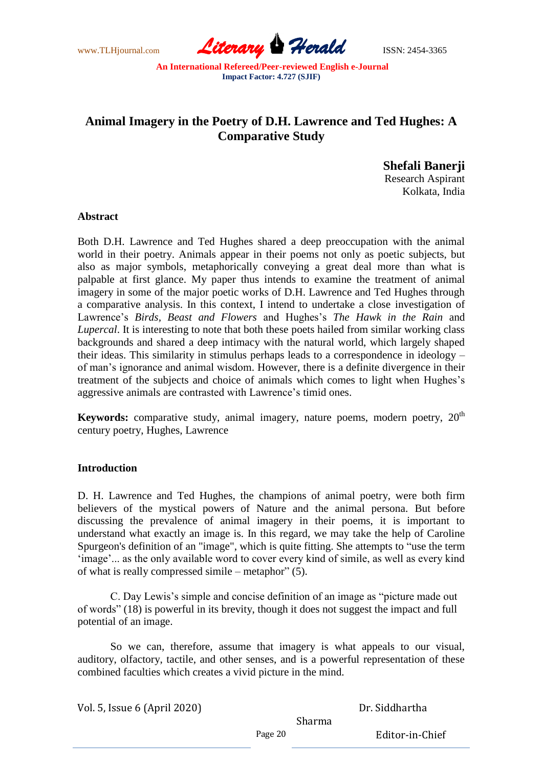# Animal Imagery in the Poetry of D.H. Lawrence and Ted Hughes: A Comparative Study

**Shefali Banerji**
Research Aspirant
Kolkata, India

### Abstract

Both D.H. Lawrence and Ted Hughes shared a deep preoccupation with the animal world in their poetry. Animals appear in their poems not only as poetic subjects, but also as major symbols, metaphorically conveying a great deal more than what is palpable at first glance. My paper thus intends to examine the treatment of animal imagery in some of the major poetic works of D.H. Lawrence and Ted Hughes through a comparative analysis. In this context, I intend to undertake a close investigation of Lawrence's *Birds*, *Beast and Flowers* and Hughes's *The Hawk in the Rain* and *Lupercal*. It is interesting to note that both these poets hailed from similar working class backgrounds and shared a deep intimacy with the natural world, which largely shaped their ideas. This similarity in stimulus perhaps leads to a correspondence in ideology – of man's ignorance and animal wisdom. However, there is a definite divergence in their treatment of the subjects and choice of animals which comes to light when Hughes's aggressive animals are contrasted with Lawrence's timid ones.

**Keywords:** comparative study, animal imagery, nature poems, modern poetry, 20th century poetry, Hughes, Lawrence

### Introduction

D. H. Lawrence and Ted Hughes, the champions of animal poetry, were both firm believers of the mystical powers of Nature and the animal persona. But before discussing the prevalence of animal imagery in their poems, it is important to understand what exactly an image is. In this regard, we may take the help of Caroline Spurgeon's definition of an "image", which is quite fitting. She attempts to "use the term 'image'... as the only available word to cover every kind of simile, as well as every kind of what is really compressed simile – metaphor" (5).

C. Day Lewis's simple and concise definition of an image as "picture made out of words" (18) is powerful in its brevity, though it does not suggest the impact and full potential of an image.

So we can, therefore, assume that imagery is what appeals to our visual, auditory, olfactory, tactile, and other senses, and is a powerful representation of these combined faculties which creates a vivid picture in the mind.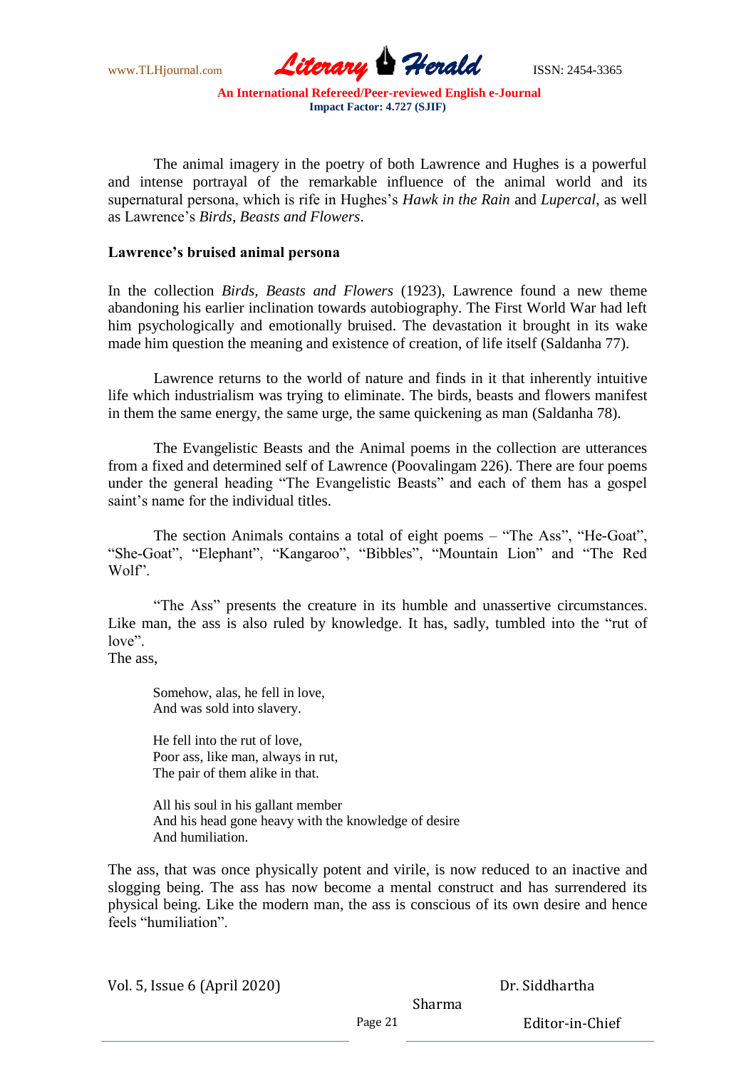The animal imagery in the poetry of both Lawrence and Hughes is a powerful and intense portrayal of the remarkable influence of the animal world and its supernatural persona, which is rife in Hughes's *Hawk in the Rain* and *Lupercal*, as well as Lawrence's *Birds, Beasts and Flowers*.

**Lawrence's bruised animal persona**

In the collection *Birds, Beasts and Flowers* (1923), Lawrence found a new theme abandoning his earlier inclination towards autobiography. The First World War had left him psychologically and emotionally bruised. The devastation it brought in its wake made him question the meaning and existence of creation, of life itself (Saldanha 77).

Lawrence returns to the world of nature and finds in it that inherently intuitive life which industrialism was trying to eliminate. The birds, beasts and flowers manifest in them the same energy, the same urge, the same quickening as man (Saldanha 78).

The Evangelistic Beasts and the Animal poems in the collection are utterances from a fixed and determined self of Lawrence (Poovalingam 226). There are four poems under the general heading "The Evangelistic Beasts" and each of them has a gospel saint's name for the individual titles.

The section Animals contains a total of eight poems – "The Ass", "He-Goat", "She-Goat", "Elephant", "Kangaroo", "Bibbles", "Mountain Lion" and "The Red Wolf".

"The Ass" presents the creature in its humble and unassertive circumstances. Like man, the ass is also ruled by knowledge. It has, sadly, tumbled into the "rut of love".
The ass,

> Somehow, alas, he fell in love,
> And was sold into slavery.
>
> He fell into the rut of love,
> Poor ass, like man, always in rut,
> The pair of them alike in that.
>
> All his soul in his gallant member
> And his head gone heavy with the knowledge of desire
> And humiliation.

The ass, that was once physically potent and virile, is now reduced to an inactive and slogging being. The ass has now become a mental construct and has surrendered its physical being. Like the modern man, the ass is conscious of its own desire and hence feels "humiliation".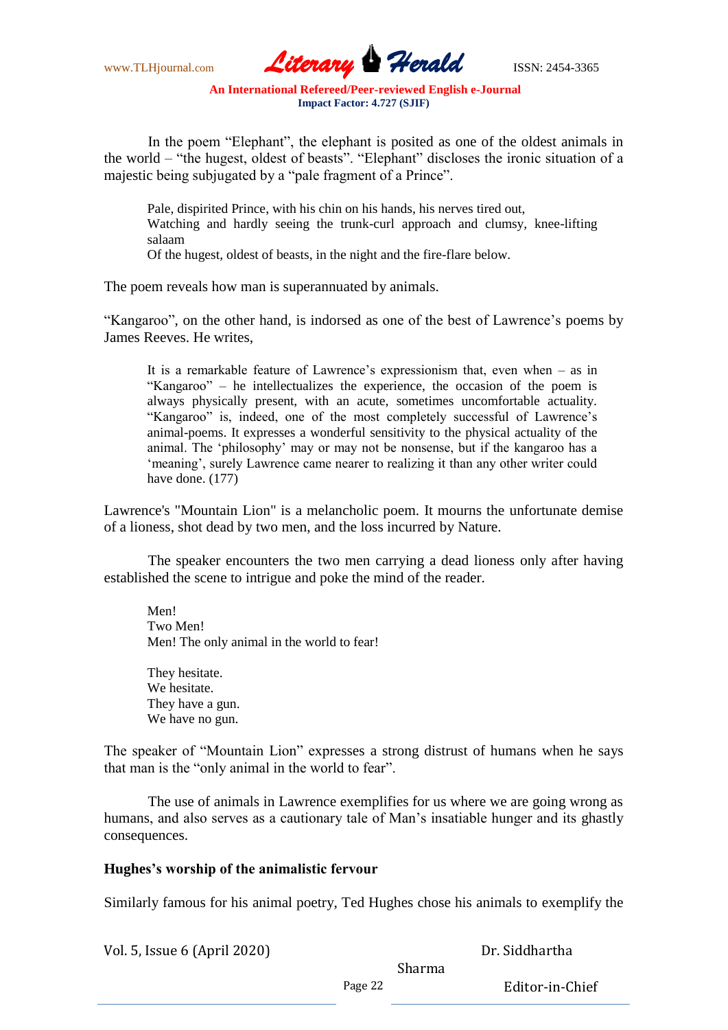In the poem "Elephant", the elephant is posited as one of the oldest animals in the world – "the hugest, oldest of beasts". "Elephant" discloses the ironic situation of a majestic being subjugated by a "pale fragment of a Prince".

> Pale, dispirited Prince, with his chin on his hands, his nerves tired out,
> Watching and hardly seeing the trunk-curl approach and clumsy, knee-lifting salaam
> Of the hugest, oldest of beasts, in the night and the fire-flare below.

The poem reveals how man is superannuated by animals.

"Kangaroo", on the other hand, is indorsed as one of the best of Lawrence's poems by James Reeves. He writes,

> It is a remarkable feature of Lawrence's expressionism that, even when – as in "Kangaroo" – he intellectualizes the experience, the occasion of the poem is always physically present, with an acute, sometimes uncomfortable actuality. "Kangaroo" is, indeed, one of the most completely successful of Lawrence's animal-poems. It expresses a wonderful sensitivity to the physical actuality of the animal. The 'philosophy' may or may not be nonsense, but if the kangaroo has a 'meaning', surely Lawrence came nearer to realizing it than any other writer could have done. (177)

Lawrence's "Mountain Lion" is a melancholic poem. It mourns the unfortunate demise of a lioness, shot dead by two men, and the loss incurred by Nature.

The speaker encounters the two men carrying a dead lioness only after having established the scene to intrigue and poke the mind of the reader.

> Men!
> Two Men!
> Men! The only animal in the world to fear!
>
> They hesitate.
> We hesitate.
> They have a gun.
> We have no gun.

The speaker of "Mountain Lion" expresses a strong distrust of humans when he says that man is the "only animal in the world to fear".

The use of animals in Lawrence exemplifies for us where we are going wrong as humans, and also serves as a cautionary tale of Man's insatiable hunger and its ghastly consequences.

**Hughes's worship of the animalistic fervour**

Similarly famous for his animal poetry, Ted Hughes chose his animals to exemplify the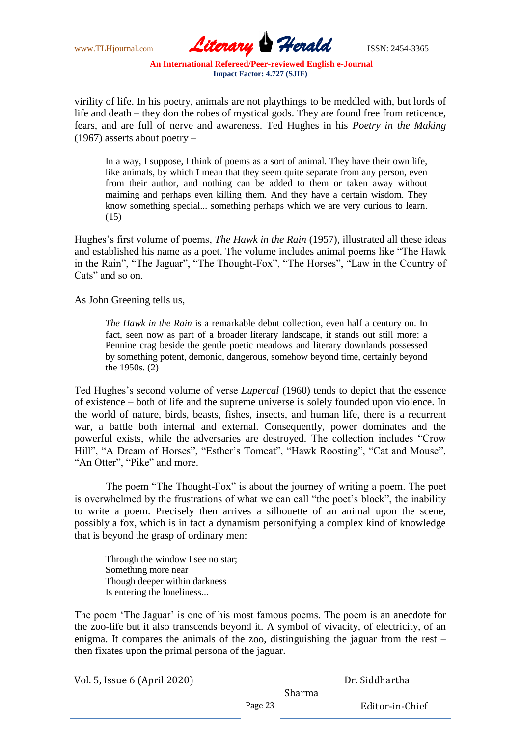virility of life. In his poetry, animals are not playthings to be meddled with, but lords of life and death – they don the robes of mystical gods. They are found free from reticence, fears, and are full of nerve and awareness. Ted Hughes in his *Poetry in the Making* (1967) asserts about poetry –

> In a way, I suppose, I think of poems as a sort of animal. They have their own life, like animals, by which I mean that they seem quite separate from any person, even from their author, and nothing can be added to them or taken away without maiming and perhaps even killing them. And they have a certain wisdom. They know something special... something perhaps which we are very curious to learn. (15)

Hughes's first volume of poems, *The Hawk in the Rain* (1957), illustrated all these ideas and established his name as a poet. The volume includes animal poems like "The Hawk in the Rain", "The Jaguar", "The Thought-Fox", "The Horses", "Law in the Country of Cats" and so on.

As John Greening tells us,

> *The Hawk in the Rain* is a remarkable debut collection, even half a century on. In fact, seen now as part of a broader literary landscape, it stands out still more: a Pennine crag beside the gentle poetic meadows and literary downlands possessed by something potent, demonic, dangerous, somehow beyond time, certainly beyond the 1950s. (2)

Ted Hughes's second volume of verse *Lupercal* (1960) tends to depict that the essence of existence – both of life and the supreme universe is solely founded upon violence. In the world of nature, birds, beasts, fishes, insects, and human life, there is a recurrent war, a battle both internal and external. Consequently, power dominates and the powerful exists, while the adversaries are destroyed. The collection includes "Crow Hill", "A Dream of Horses", "Esther's Tomcat", "Hawk Roosting", "Cat and Mouse", "An Otter", "Pike" and more.

The poem "The Thought-Fox" is about the journey of writing a poem. The poet is overwhelmed by the frustrations of what we can call "the poet's block", the inability to write a poem. Precisely then arrives a silhouette of an animal upon the scene, possibly a fox, which is in fact a dynamism personifying a complex kind of knowledge that is beyond the grasp of ordinary men:

> Through the window I see no star;
> Something more near
> Though deeper within darkness
> Is entering the loneliness...

The poem 'The Jaguar' is one of his most famous poems. The poem is an anecdote for the zoo-life but it also transcends beyond it. A symbol of vivacity, of electricity, of an enigma. It compares the animals of the zoo, distinguishing the jaguar from the rest – then fixates upon the primal persona of the jaguar.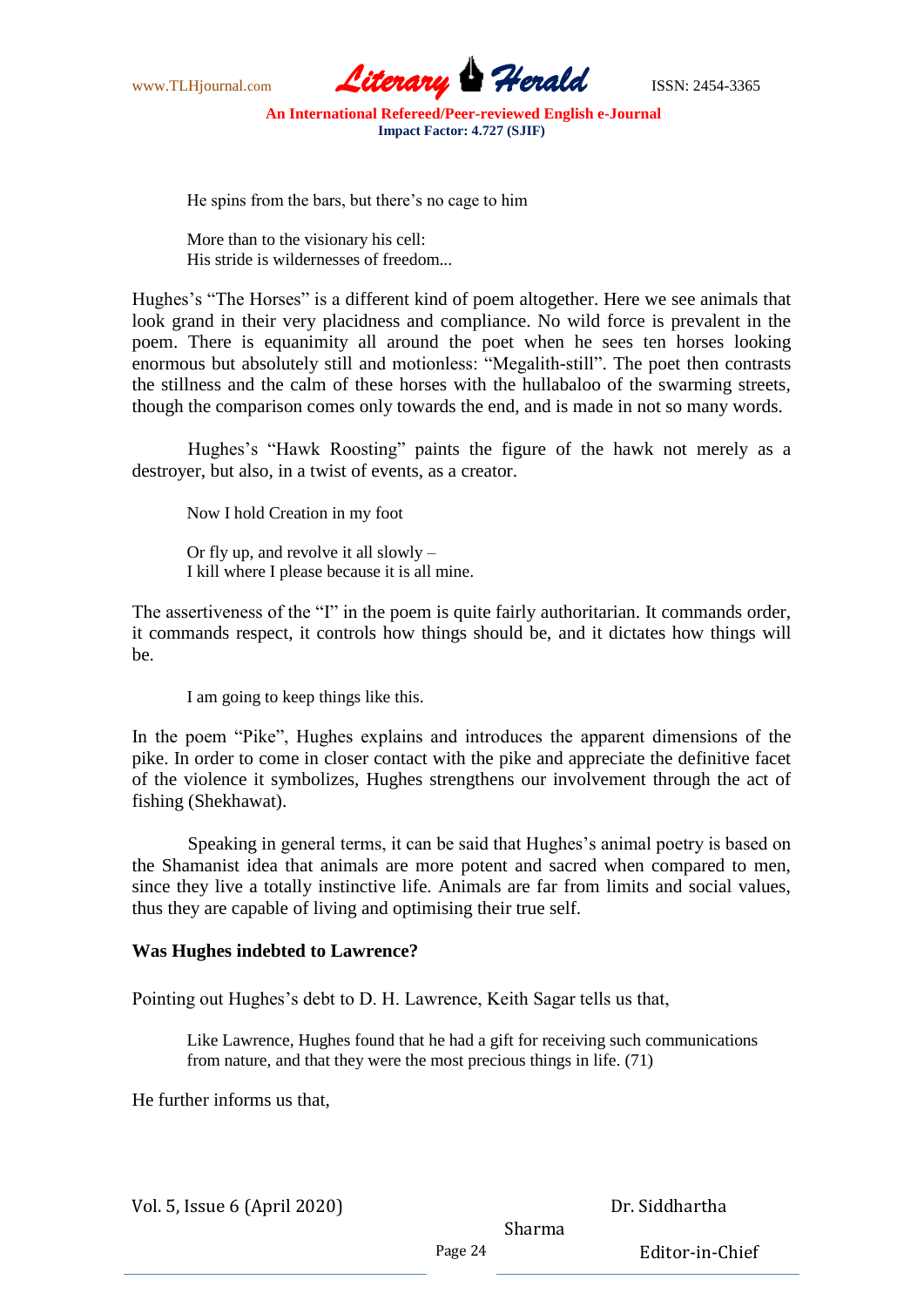> He spins from the bars, but there's no cage to him
>
> More than to the visionary his cell:
> His stride is wildernesses of freedom...

Hughes's "The Horses" is a different kind of poem altogether. Here we see animals that look grand in their very placidness and compliance. No wild force is prevalent in the poem. There is equanimity all around the poet when he sees ten horses looking enormous but absolutely still and motionless: "Megalith-still". The poet then contrasts the stillness and the calm of these horses with the hullabaloo of the swarming streets, though the comparison comes only towards the end, and is made in not so many words.

Hughes's "Hawk Roosting" paints the figure of the hawk not merely as a destroyer, but also, in a twist of events, as a creator.

> Now I hold Creation in my foot
>
> Or fly up, and revolve it all slowly –
> I kill where I please because it is all mine.

The assertiveness of the "I" in the poem is quite fairly authoritarian. It commands order, it commands respect, it controls how things should be, and it dictates how things will be.

> I am going to keep things like this.

In the poem "Pike", Hughes explains and introduces the apparent dimensions of the pike. In order to come in closer contact with the pike and appreciate the definitive facet of the violence it symbolizes, Hughes strengthens our involvement through the act of fishing (Shekhawat).

Speaking in general terms, it can be said that Hughes's animal poetry is based on the Shamanist idea that animals are more potent and sacred when compared to men, since they live a totally instinctive life. Animals are far from limits and social values, thus they are capable of living and optimising their true self.

### Was Hughes indebted to Lawrence?

Pointing out Hughes's debt to D. H. Lawrence, Keith Sagar tells us that,

> Like Lawrence, Hughes found that he had a gift for receiving such communications from nature, and that they were the most precious things in life. (71)

He further informs us that,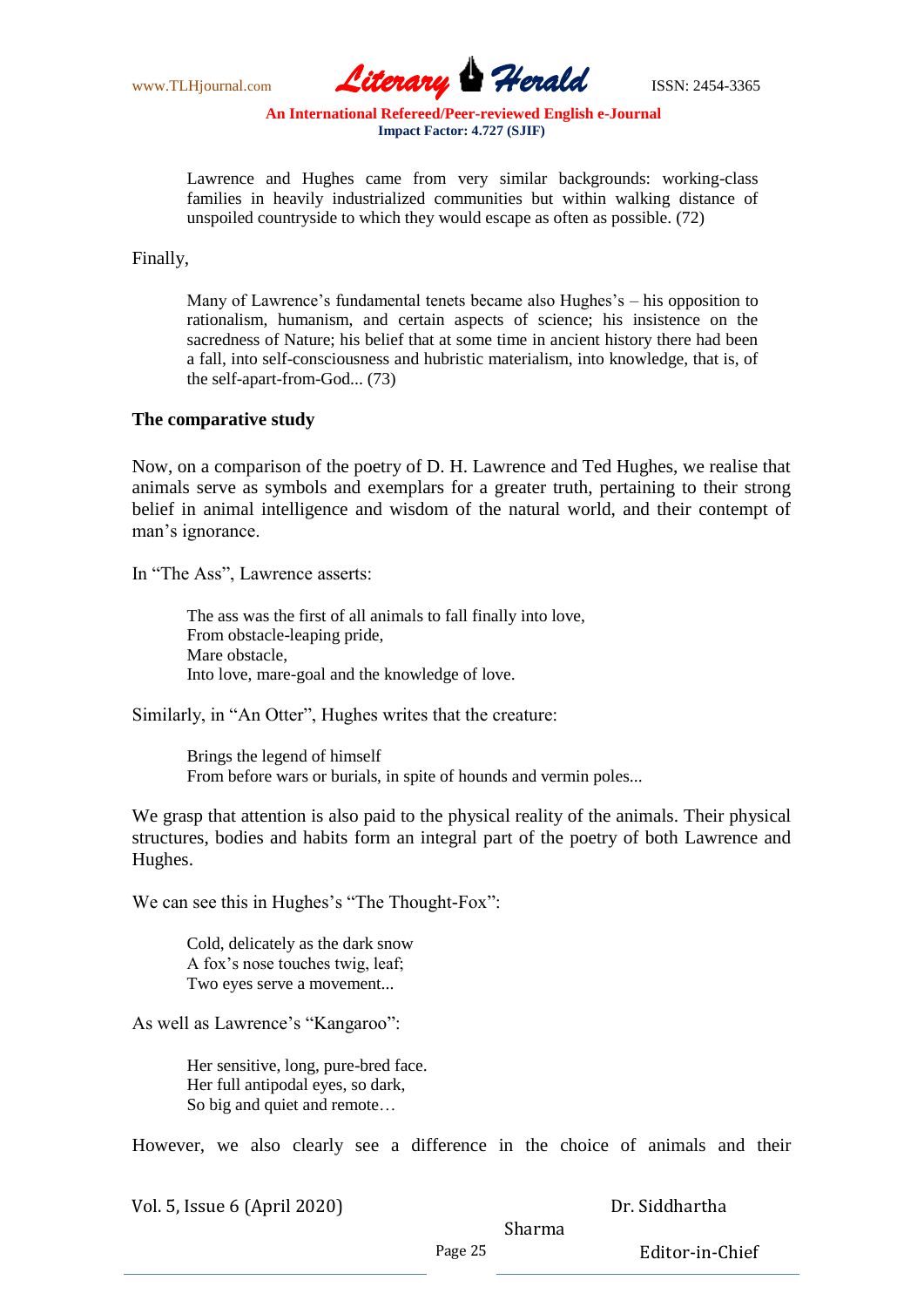> Lawrence and Hughes came from very similar backgrounds: working-class families in heavily industrialized communities but within walking distance of unspoiled countryside to which they would escape as often as possible. (72)

Finally,

> Many of Lawrence's fundamental tenets became also Hughes's – his opposition to rationalism, humanism, and certain aspects of science; his insistence on the sacredness of Nature; his belief that at some time in ancient history there had been a fall, into self-consciousness and hubristic materialism, into knowledge, that is, of the self-apart-from-God... (73)

### The comparative study

Now, on a comparison of the poetry of D. H. Lawrence and Ted Hughes, we realise that animals serve as symbols and exemplars for a greater truth, pertaining to their strong belief in animal intelligence and wisdom of the natural world, and their contempt of man's ignorance.

In "The Ass", Lawrence asserts:

> The ass was the first of all animals to fall finally into love,  
> From obstacle-leaping pride,  
> Mare obstacle,  
> Into love, mare-goal and the knowledge of love.

Similarly, in "An Otter", Hughes writes that the creature:

> Brings the legend of himself  
> From before wars or burials, in spite of hounds and vermin poles...

We grasp that attention is also paid to the physical reality of the animals. Their physical structures, bodies and habits form an integral part of the poetry of both Lawrence and Hughes.

We can see this in Hughes's "The Thought-Fox":

> Cold, delicately as the dark snow  
> A fox's nose touches twig, leaf;  
> Two eyes serve a movement...

As well as Lawrence's "Kangaroo":

> Her sensitive, long, pure-bred face.  
> Her full antipodal eyes, so dark,  
> So big and quiet and remote…

However, we also clearly see a difference in the choice of animals and their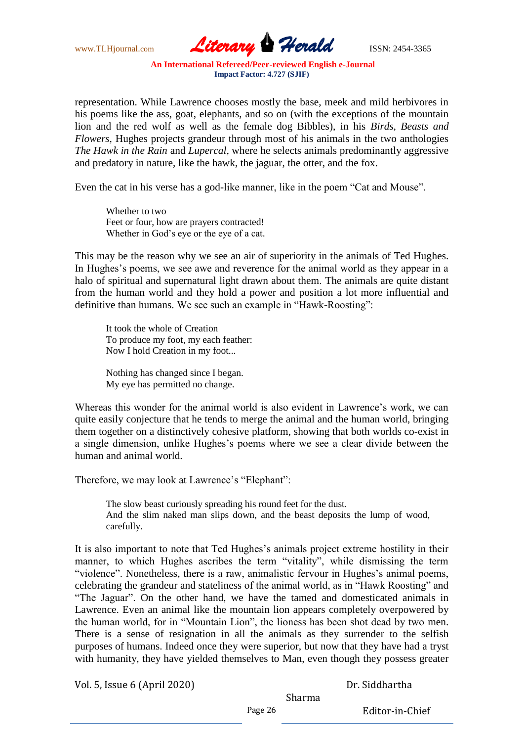representation. While Lawrence chooses mostly the base, meek and mild herbivores in his poems like the ass, goat, elephants, and so on (with the exceptions of the mountain lion and the red wolf as well as the female dog Bibbles), in his *Birds, Beasts and Flowers*, Hughes projects grandeur through most of his animals in the two anthologies *The Hawk in the Rain* and *Lupercal*, where he selects animals predominantly aggressive and predatory in nature, like the hawk, the jaguar, the otter, and the fox.

Even the cat in his verse has a god-like manner, like in the poem "Cat and Mouse".

> Whether to two
> Feet or four, how are prayers contracted!
> Whether in God's eye or the eye of a cat.

This may be the reason why we see an air of superiority in the animals of Ted Hughes. In Hughes's poems, we see awe and reverence for the animal world as they appear in a halo of spiritual and supernatural light drawn about them. The animals are quite distant from the human world and they hold a power and position a lot more influential and definitive than humans. We see such an example in "Hawk-Roosting":

> It took the whole of Creation
> To produce my foot, my each feather:
> Now I hold Creation in my foot...
>
> Nothing has changed since I began.
> My eye has permitted no change.

Whereas this wonder for the animal world is also evident in Lawrence's work, we can quite easily conjecture that he tends to merge the animal and the human world, bringing them together on a distinctively cohesive platform, showing that both worlds co-exist in a single dimension, unlike Hughes's poems where we see a clear divide between the human and animal world.

Therefore, we may look at Lawrence's "Elephant":

> The slow beast curiously spreading his round feet for the dust.
> And the slim naked man slips down, and the beast deposits the lump of wood, carefully.

It is also important to note that Ted Hughes's animals project extreme hostility in their manner, to which Hughes ascribes the term "vitality", while dismissing the term "violence". Nonetheless, there is a raw, animalistic fervour in Hughes's animal poems, celebrating the grandeur and stateliness of the animal world, as in "Hawk Roosting" and "The Jaguar". On the other hand, we have the tamed and domesticated animals in Lawrence. Even an animal like the mountain lion appears completely overpowered by the human world, for in "Mountain Lion", the lioness has been shot dead by two men. There is a sense of resignation in all the animals as they surrender to the selfish purposes of humans. Indeed once they were superior, but now that they have had a tryst with humanity, they have yielded themselves to Man, even though they possess greater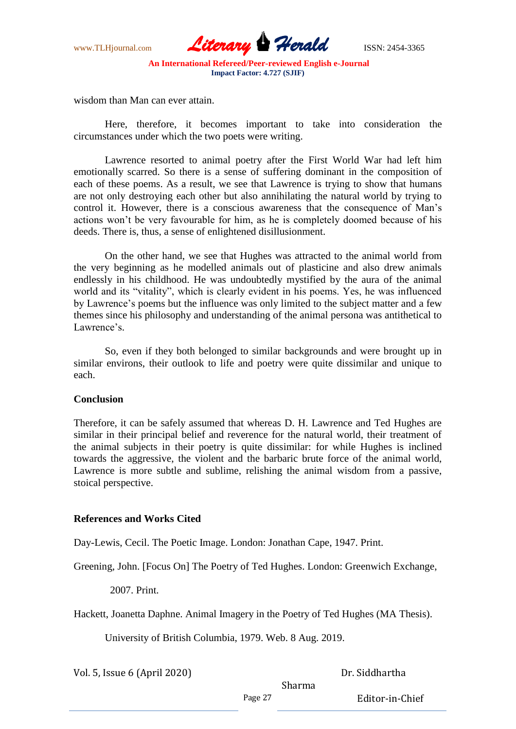wisdom than Man can ever attain.

Here, therefore, it becomes important to take into consideration the circumstances under which the two poets were writing.

Lawrence resorted to animal poetry after the First World War had left him emotionally scarred. So there is a sense of suffering dominant in the composition of each of these poems. As a result, we see that Lawrence is trying to show that humans are not only destroying each other but also annihilating the natural world by trying to control it. However, there is a conscious awareness that the consequence of Man's actions won't be very favourable for him, as he is completely doomed because of his deeds. There is, thus, a sense of enlightened disillusionment.

On the other hand, we see that Hughes was attracted to the animal world from the very beginning as he modelled animals out of plasticine and also drew animals endlessly in his childhood. He was undoubtedly mystified by the aura of the animal world and its "vitality", which is clearly evident in his poems. Yes, he was influenced by Lawrence's poems but the influence was only limited to the subject matter and a few themes since his philosophy and understanding of the animal persona was antithetical to Lawrence's.

So, even if they both belonged to similar backgrounds and were brought up in similar environs, their outlook to life and poetry were quite dissimilar and unique to each.

**Conclusion**

Therefore, it can be safely assumed that whereas D. H. Lawrence and Ted Hughes are similar in their principal belief and reverence for the natural world, their treatment of the animal subjects in their poetry is quite dissimilar: for while Hughes is inclined towards the aggressive, the violent and the barbaric brute force of the animal world, Lawrence is more subtle and sublime, relishing the animal wisdom from a passive, stoical perspective.

**References and Works Cited**

Day-Lewis, Cecil. The Poetic Image. London: Jonathan Cape, 1947. Print.

Greening, John. [Focus On] The Poetry of Ted Hughes. London: Greenwich Exchange, 2007. Print.

Hackett, Joanetta Daphne. Animal Imagery in the Poetry of Ted Hughes (MA Thesis). University of British Columbia, 1979. Web. 8 Aug. 2019.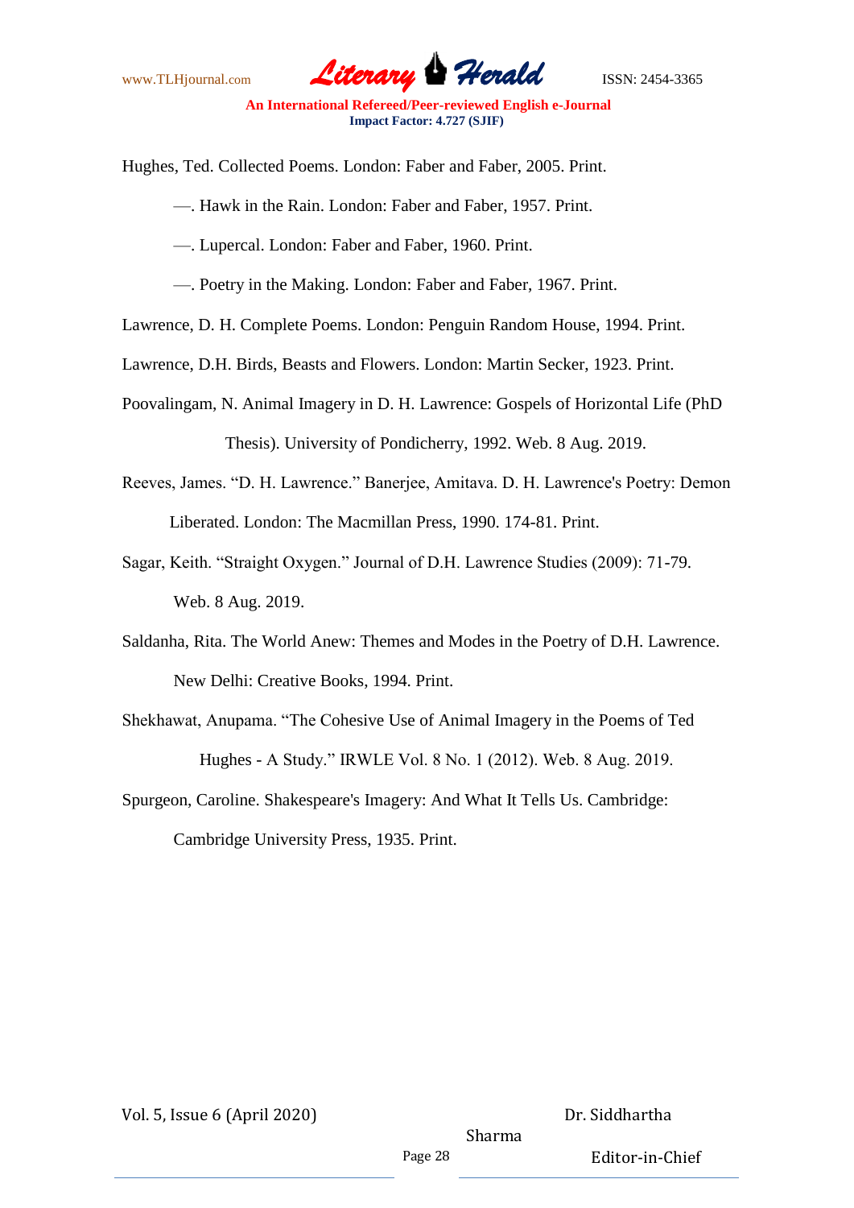Hughes, Ted. Collected Poems. London: Faber and Faber, 2005. Print.

—. Hawk in the Rain. London: Faber and Faber, 1957. Print.

—. Lupercal. London: Faber and Faber, 1960. Print.

—. Poetry in the Making. London: Faber and Faber, 1967. Print.

Lawrence, D. H. Complete Poems. London: Penguin Random House, 1994. Print.

Lawrence, D.H. Birds, Beasts and Flowers. London: Martin Secker, 1923. Print.

Poovalingam, N. Animal Imagery in D. H. Lawrence: Gospels of Horizontal Life (PhD Thesis). University of Pondicherry, 1992. Web. 8 Aug. 2019.

Reeves, James. "D. H. Lawrence." Banerjee, Amitava. D. H. Lawrence's Poetry: Demon Liberated. London: The Macmillan Press, 1990. 174-81. Print.

Sagar, Keith. "Straight Oxygen." Journal of D.H. Lawrence Studies (2009): 71-79. Web. 8 Aug. 2019.

Saldanha, Rita. The World Anew: Themes and Modes in the Poetry of D.H. Lawrence. New Delhi: Creative Books, 1994. Print.

Shekhawat, Anupama. "The Cohesive Use of Animal Imagery in the Poems of Ted Hughes - A Study." IRWLE Vol. 8 No. 1 (2012). Web. 8 Aug. 2019.

Spurgeon, Caroline. Shakespeare's Imagery: And What It Tells Us. Cambridge: Cambridge University Press, 1935. Print.